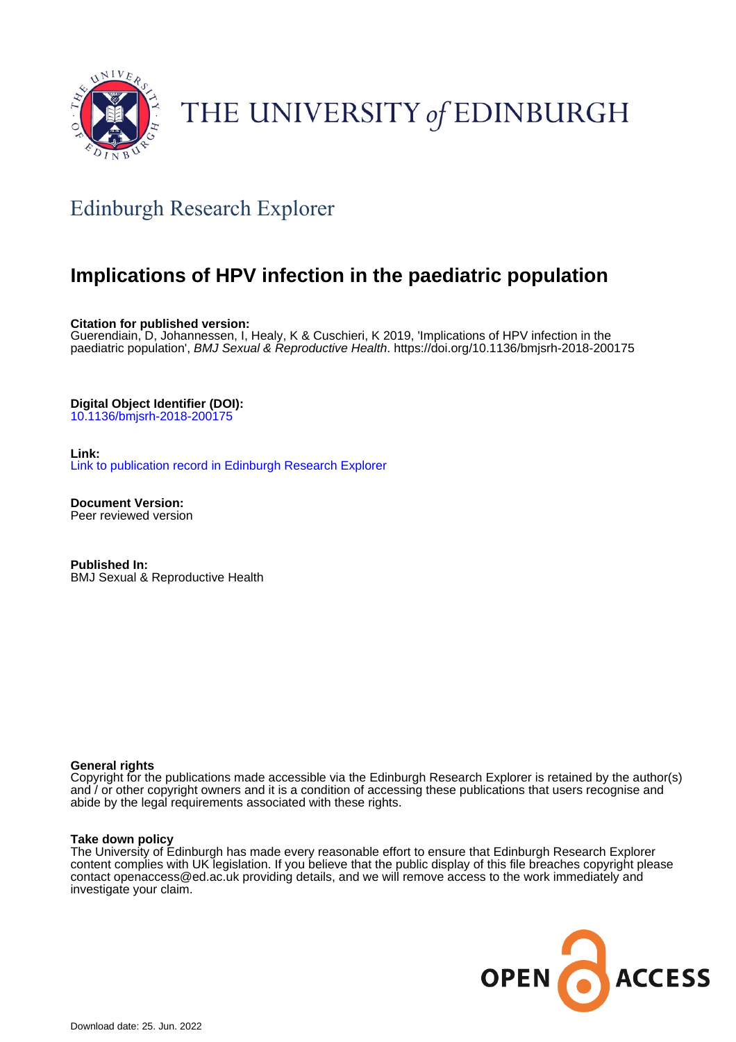THE UNIVERSITY of EDINBURGH

## Edinburgh Research Explorer

# Implications of HPV infection in the paediatric population

**Citation for published version:**
Guerendiain, D, Johannessen, I, Healy, K & Cuschieri, K 2019, 'Implications of HPV infection in the paediatric population', *BMJ Sexual & Reproductive Health*. https://doi.org/10.1136/bmjsrh-2018-200175

**Digital Object Identifier (DOI):**
10.1136/bmjsrh-2018-200175

**Link:**
Link to publication record in Edinburgh Research Explorer

**Document Version:**
Peer reviewed version

**Published In:**
BMJ Sexual & Reproductive Health

**General rights**
Copyright for the publications made accessible via the Edinburgh Research Explorer is retained by the author(s) and / or other copyright owners and it is a condition of accessing these publications that users recognise and abide by the legal requirements associated with these rights.

**Take down policy**
The University of Edinburgh has made every reasonable effort to ensure that Edinburgh Research Explorer content complies with UK legislation. If you believe that the public display of this file breaches copyright please contact openaccess@ed.ac.uk providing details, and we will remove access to the work immediately and investigate your claim.

Download date: 25. Jun. 2022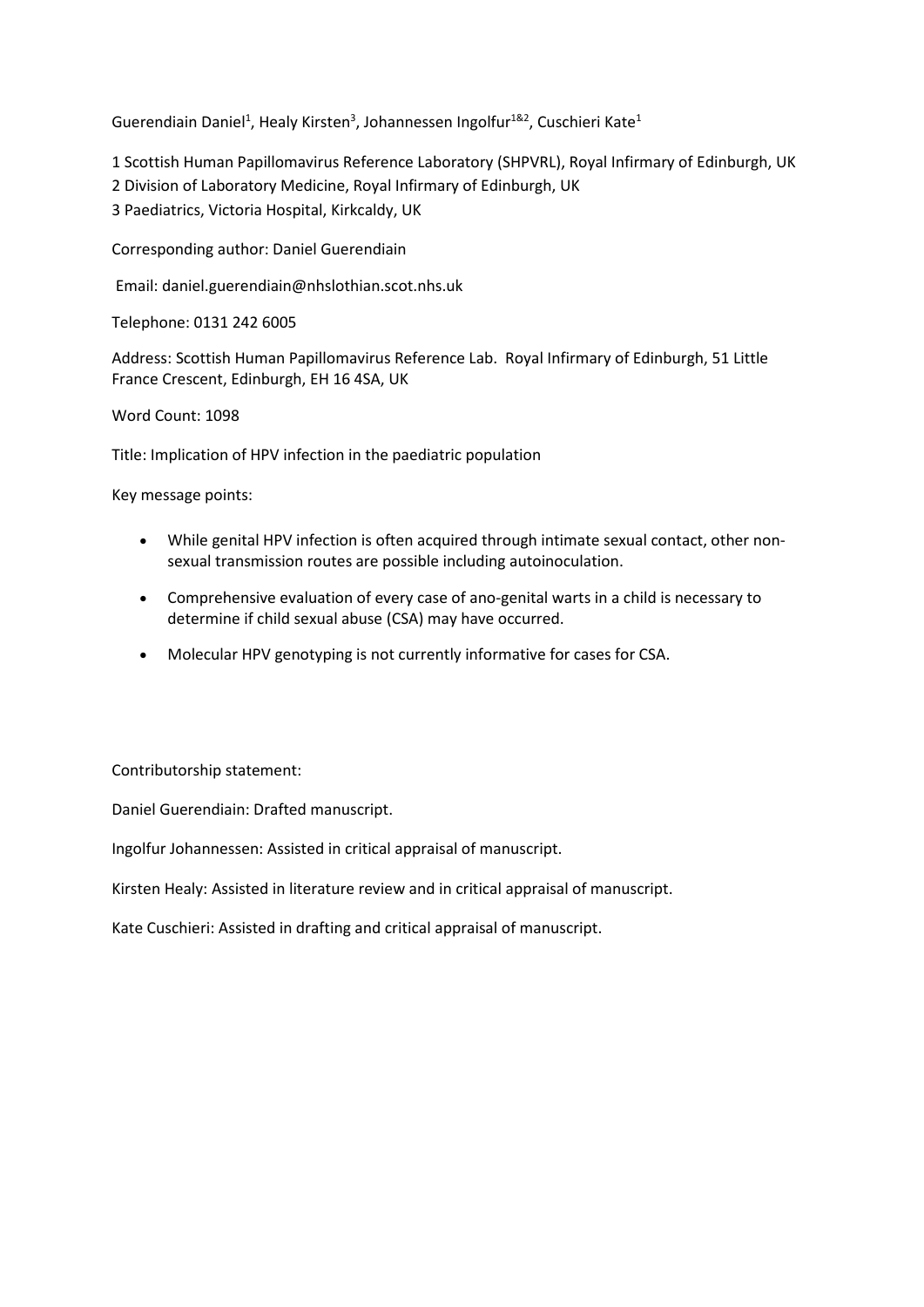Guerendiain Daniel[1], Healy Kirsten[3], Johannessen Ingolfur[1&2], Cuschieri Kate[1]

1 Scottish Human Papillomavirus Reference Laboratory (SHPVRL), Royal Infirmary of Edinburgh, UK
2 Division of Laboratory Medicine, Royal Infirmary of Edinburgh, UK
3 Paediatrics, Victoria Hospital, Kirkcaldy, UK

Corresponding author: Daniel Guerendiain

Email: daniel.guerendiain@nhslothian.scot.nhs.uk

Telephone: 0131 242 6005

Address: Scottish Human Papillomavirus Reference Lab. Royal Infirmary of Edinburgh, 51 Little France Crescent, Edinburgh, EH 16 4SA, UK

Word Count: 1098

Title: Implication of HPV infection in the paediatric population

Key message points:

- While genital HPV infection is often acquired through intimate sexual contact, other non-sexual transmission routes are possible including autoinoculation.
- Comprehensive evaluation of every case of ano-genital warts in a child is necessary to determine if child sexual abuse (CSA) may have occurred.
- Molecular HPV genotyping is not currently informative for cases for CSA.

Contributorship statement:

Daniel Guerendiain: Drafted manuscript.

Ingolfur Johannessen: Assisted in critical appraisal of manuscript.

Kirsten Healy: Assisted in literature review and in critical appraisal of manuscript.

Kate Cuschieri: Assisted in drafting and critical appraisal of manuscript.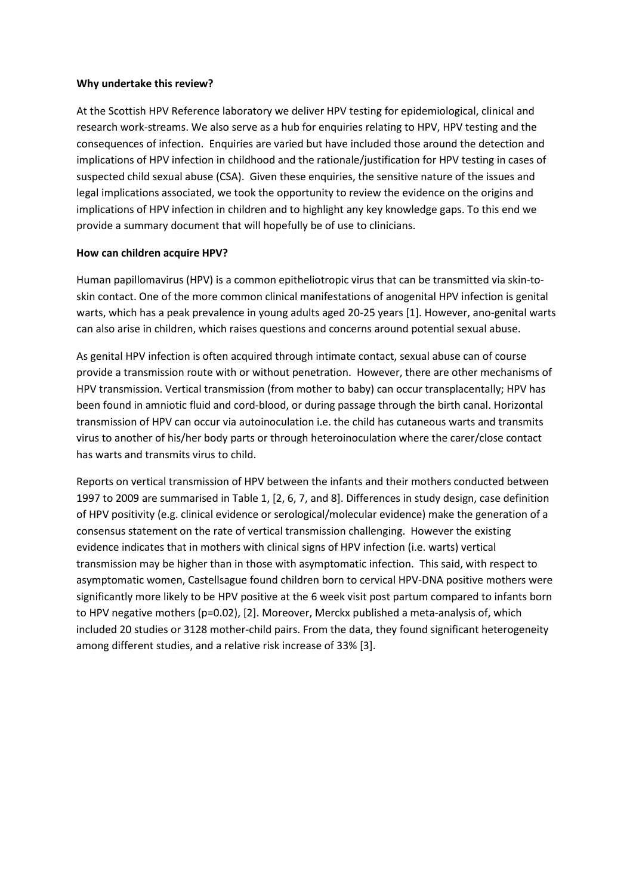**Why undertake this review?**

At the Scottish HPV Reference laboratory we deliver HPV testing for epidemiological, clinical and research work-streams. We also serve as a hub for enquiries relating to HPV, HPV testing and the consequences of infection. Enquiries are varied but have included those around the detection and implications of HPV infection in childhood and the rationale/justification for HPV testing in cases of suspected child sexual abuse (CSA). Given these enquiries, the sensitive nature of the issues and legal implications associated, we took the opportunity to review the evidence on the origins and implications of HPV infection in children and to highlight any key knowledge gaps. To this end we provide a summary document that will hopefully be of use to clinicians.

**How can children acquire HPV?**

Human papillomavirus (HPV) is a common epitheliotropic virus that can be transmitted via skin-to-skin contact. One of the more common clinical manifestations of anogenital HPV infection is genital warts, which has a peak prevalence in young adults aged 20-25 years [1]. However, ano-genital warts can also arise in children, which raises questions and concerns around potential sexual abuse.

As genital HPV infection is often acquired through intimate contact, sexual abuse can of course provide a transmission route with or without penetration. However, there are other mechanisms of HPV transmission. Vertical transmission (from mother to baby) can occur transplacentally; HPV has been found in amniotic fluid and cord-blood, or during passage through the birth canal. Horizontal transmission of HPV can occur via autoinoculation i.e. the child has cutaneous warts and transmits virus to another of his/her body parts or through heteroinoculation where the carer/close contact has warts and transmits virus to child.

Reports on vertical transmission of HPV between the infants and their mothers conducted between 1997 to 2009 are summarised in Table 1, [2, 6, 7, and 8]. Differences in study design, case definition of HPV positivity (e.g. clinical evidence or serological/molecular evidence) make the generation of a consensus statement on the rate of vertical transmission challenging. However the existing evidence indicates that in mothers with clinical signs of HPV infection (i.e. warts) vertical transmission may be higher than in those with asymptomatic infection. This said, with respect to asymptomatic women, Castellsague found children born to cervical HPV-DNA positive mothers were significantly more likely to be HPV positive at the 6 week visit post partum compared to infants born to HPV negative mothers ($p=0.02$), [2]. Moreover, Merckx published a meta-analysis of, which included 20 studies or 3128 mother-child pairs. From the data, they found significant heterogeneity among different studies, and a relative risk increase of 33% [3].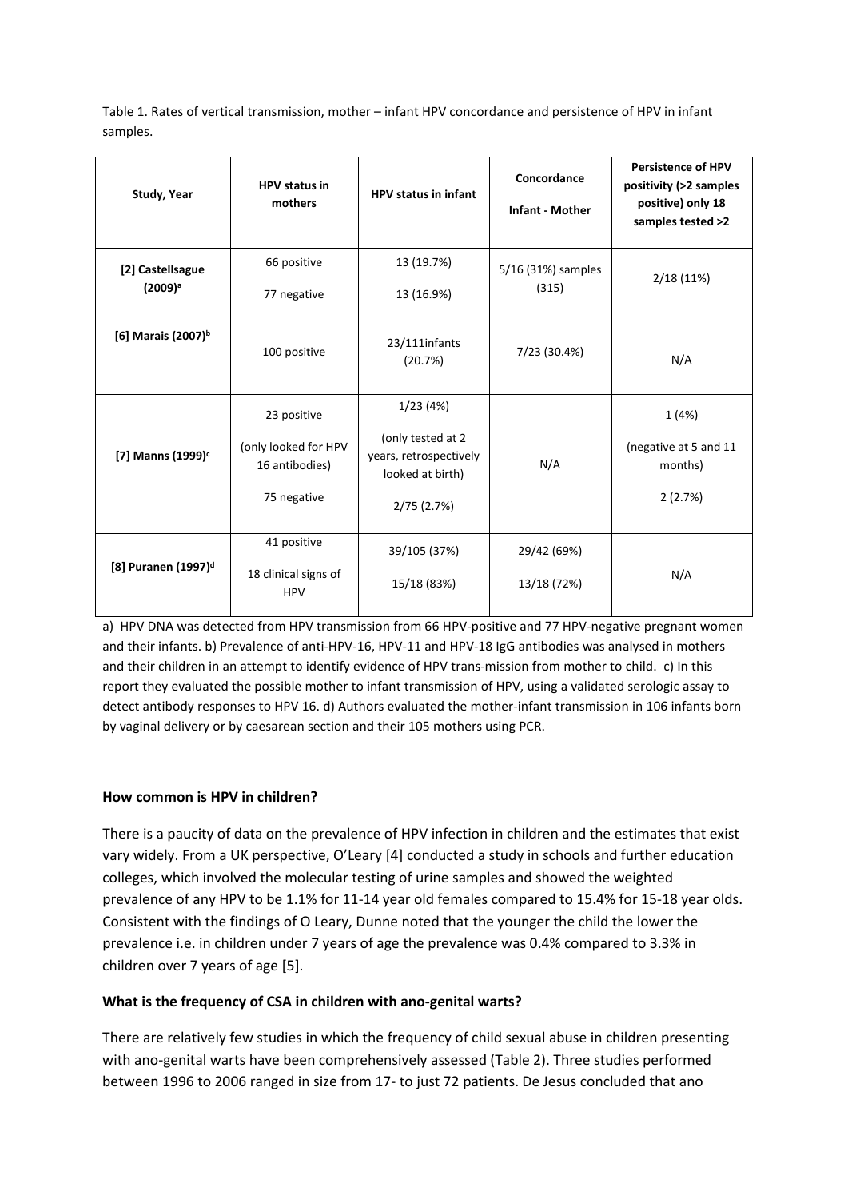Table 1. Rates of vertical transmission, mother – infant HPV concordance and persistence of HPV in infant samples.

| Study, Year | HPV status in mothers | HPV status in infant | Concordance Infant - Mother | Persistence of HPV positivity (>2 samples positive) only 18 samples tested >2 |
|---|---|---|---|---|
| [2] Castellsague (2009)[a] | 66 positive<br>77 negative | 13 (19.7%)<br>13 (16.9%) | 5/16 (31%) samples (315) | 2/18 (11%) |
| [6] Marais (2007)[b] | 100 positive | 23/111infants (20.7%) | 7/23 (30.4%) | N/A |
| [7] Manns (1999)[c] | 23 positive<br>(only looked for HPV 16 antibodies)<br>75 negative | 1/23 (4%)<br>(only tested at 2 years, retrospectively looked at birth)<br>2/75 (2.7%) | N/A | 1 (4%)<br>(negative at 5 and 11 months)<br>2 (2.7%) |
| [8] Puranen (1997)[d] | 41 positive<br>18 clinical signs of HPV | 39/105 (37%)<br>15/18 (83%) | 29/42 (69%)<br>13/18 (72%) | N/A |

a) HPV DNA was detected from HPV transmission from 66 HPV-positive and 77 HPV-negative pregnant women and their infants. b) Prevalence of anti-HPV-16, HPV-11 and HPV-18 IgG antibodies was analysed in mothers and their children in an attempt to identify evidence of HPV trans-mission from mother to child. c) In this report they evaluated the possible mother to infant transmission of HPV, using a validated serologic assay to detect antibody responses to HPV 16. d) Authors evaluated the mother-infant transmission in 106 infants born by vaginal delivery or by caesarean section and their 105 mothers using PCR.

**How common is HPV in children?**

There is a paucity of data on the prevalence of HPV infection in children and the estimates that exist vary widely. From a UK perspective, O'Leary [4] conducted a study in schools and further education colleges, which involved the molecular testing of urine samples and showed the weighted prevalence of any HPV to be 1.1% for 11-14 year old females compared to 15.4% for 15-18 year olds. Consistent with the findings of O Leary, Dunne noted that the younger the child the lower the prevalence i.e. in children under 7 years of age the prevalence was 0.4% compared to 3.3% in children over 7 years of age [5].

**What is the frequency of CSA in children with ano-genital warts?**

There are relatively few studies in which the frequency of child sexual abuse in children presenting with ano-genital warts have been comprehensively assessed (Table 2). Three studies performed between 1996 to 2006 ranged in size from 17- to just 72 patients. De Jesus concluded that ano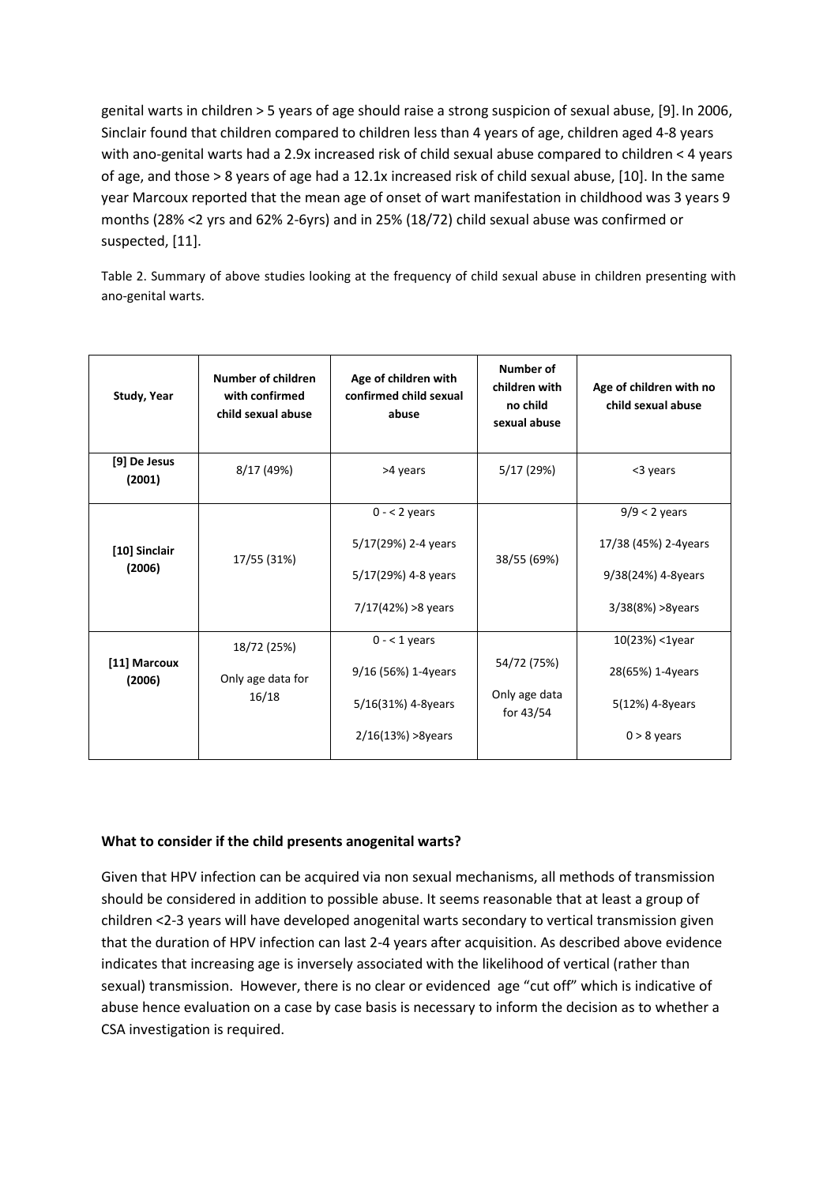genital warts in children > 5 years of age should raise a strong suspicion of sexual abuse, [9]. In 2006, Sinclair found that children compared to children less than 4 years of age, children aged 4-8 years with ano-genital warts had a 2.9x increased risk of child sexual abuse compared to children < 4 years of age, and those > 8 years of age had a 12.1x increased risk of child sexual abuse, [10]. In the same year Marcoux reported that the mean age of onset of wart manifestation in childhood was 3 years 9 months (28% <2 yrs and 62% 2-6yrs) and in 25% (18/72) child sexual abuse was confirmed or suspected, [11].

Table 2. Summary of above studies looking at the frequency of child sexual abuse in children presenting with ano-genital warts.

| Study, Year | Number of children with confirmed child sexual abuse | Age of children with confirmed child sexual abuse | Number of children with no child sexual abuse | Age of children with no child sexual abuse |
|---|---|---|---|---|
| [9] De Jesus (2001) | 8/17 (49%) | >4 years | 5/17 (29%) | <3 years |
| [10] Sinclair (2006) | 17/55 (31%) | 0 - < 2 years<br>5/17(29%) 2-4 years<br>5/17(29%) 4-8 years<br>7/17(42%) >8 years | 38/55 (69%) | 9/9 < 2 years<br>17/38 (45%) 2-4years<br>9/38(24%) 4-8years<br>3/38(8%) >8years |
| [11] Marcoux (2006) | 18/72 (25%)<br>Only age data for 16/18 | 0 - < 1 years<br>9/16 (56%) 1-4years<br>5/16(31%) 4-8years<br>2/16(13%) >8years | 54/72 (75%)<br>Only age data for 43/54 | 10(23%) <1year<br>28(65%) 1-4years<br>5(12%) 4-8years<br>0 > 8 years |

**What to consider if the child presents anogenital warts?**

Given that HPV infection can be acquired via non sexual mechanisms, all methods of transmission should be considered in addition to possible abuse. It seems reasonable that at least a group of children <2-3 years will have developed anogenital warts secondary to vertical transmission given that the duration of HPV infection can last 2-4 years after acquisition. As described above evidence indicates that increasing age is inversely associated with the likelihood of vertical (rather than sexual) transmission. However, there is no clear or evidenced age "cut off" which is indicative of abuse hence evaluation on a case by case basis is necessary to inform the decision as to whether a CSA investigation is required.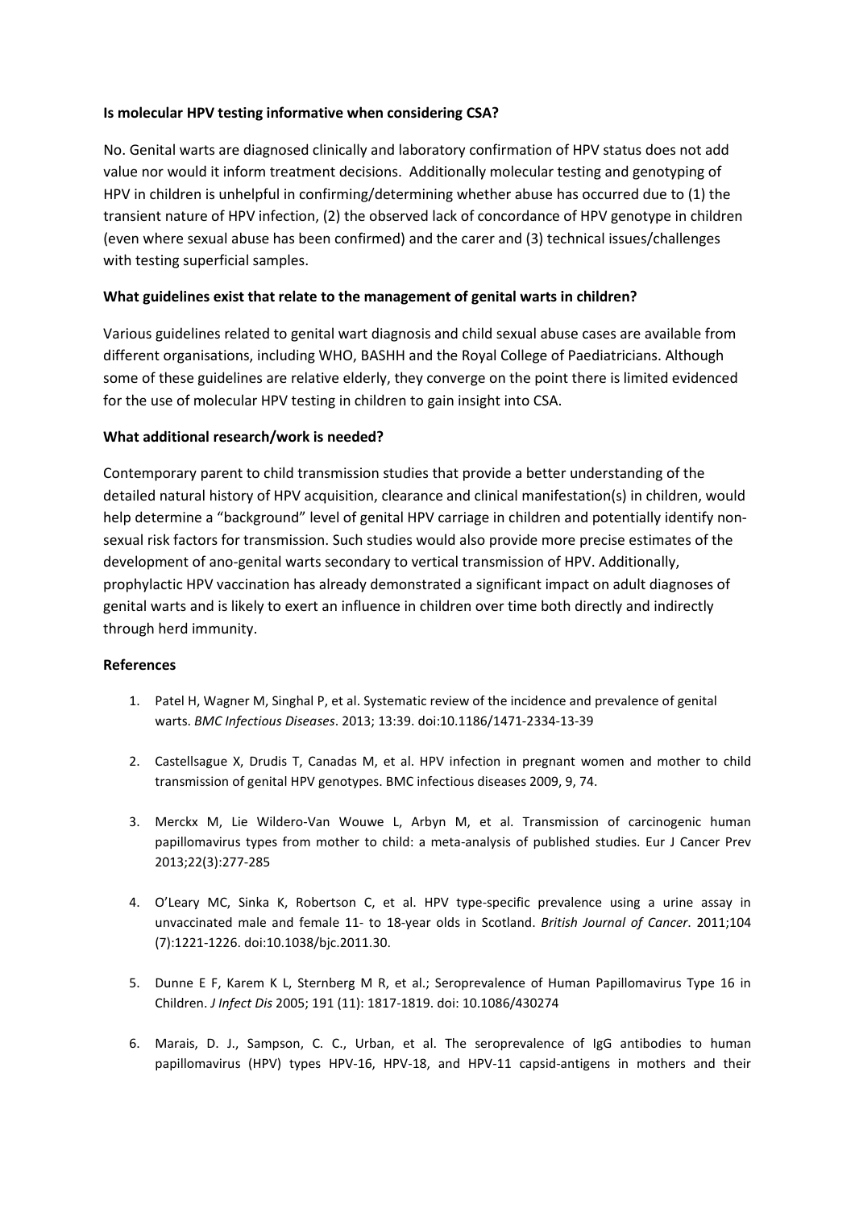**Is molecular HPV testing informative when considering CSA?**

No. Genital warts are diagnosed clinically and laboratory confirmation of HPV status does not add value nor would it inform treatment decisions. Additionally molecular testing and genotyping of HPV in children is unhelpful in confirming/determining whether abuse has occurred due to (1) the transient nature of HPV infection, (2) the observed lack of concordance of HPV genotype in children (even where sexual abuse has been confirmed) and the carer and (3) technical issues/challenges with testing superficial samples.

**What guidelines exist that relate to the management of genital warts in children?**

Various guidelines related to genital wart diagnosis and child sexual abuse cases are available from different organisations, including WHO, BASHH and the Royal College of Paediatricians. Although some of these guidelines are relative elderly, they converge on the point there is limited evidenced for the use of molecular HPV testing in children to gain insight into CSA.

**What additional research/work is needed?**

Contemporary parent to child transmission studies that provide a better understanding of the detailed natural history of HPV acquisition, clearance and clinical manifestation(s) in children, would help determine a "background" level of genital HPV carriage in children and potentially identify non-sexual risk factors for transmission. Such studies would also provide more precise estimates of the development of ano-genital warts secondary to vertical transmission of HPV. Additionally, prophylactic HPV vaccination has already demonstrated a significant impact on adult diagnoses of genital warts and is likely to exert an influence in children over time both directly and indirectly through herd immunity.

**References**

1. Patel H, Wagner M, Singhal P, et al. Systematic review of the incidence and prevalence of genital warts. *BMC Infectious Diseases*. 2013; 13:39. doi:10.1186/1471-2334-13-39

2. Castellsague X, Drudis T, Canadas M, et al. HPV infection in pregnant women and mother to child transmission of genital HPV genotypes. BMC infectious diseases 2009, 9, 74.

3. Merckx M, Lie Wildero-Van Wouwe L, Arbyn M, et al. Transmission of carcinogenic human papillomavirus types from mother to child: a meta-analysis of published studies. Eur J Cancer Prev 2013;22(3):277-285

4. O'Leary MC, Sinka K, Robertson C, et al. HPV type-specific prevalence using a urine assay in unvaccinated male and female 11- to 18-year olds in Scotland. *British Journal of Cancer*. 2011;104 (7):1221-1226. doi:10.1038/bjc.2011.30.

5. Dunne E F, Karem K L, Sternberg M R, et al.; Seroprevalence of Human Papillomavirus Type 16 in Children. *J Infect Dis* 2005; 191 (11): 1817-1819. doi: 10.1086/430274

6. Marais, D. J., Sampson, C. C., Urban, et al. The seroprevalence of IgG antibodies to human papillomavirus (HPV) types HPV-16, HPV-18, and HPV-11 capsid-antigens in mothers and their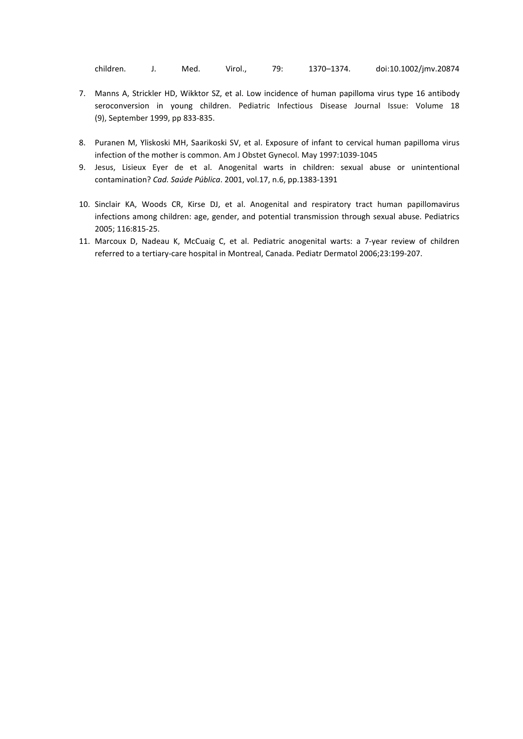children. J. Med. Virol., 79: 1370–1374. doi:10.1002/jmv.20874

7. Manns A, Strickler HD, Wikktor SZ, et al. Low incidence of human papilloma virus type 16 antibody seroconversion in young children. Pediatric Infectious Disease Journal Issue: Volume 18 (9), September 1999, pp 833-835.

8. Puranen M, Yliskoski MH, Saarikoski SV, et al. Exposure of infant to cervical human papilloma virus infection of the mother is common. Am J Obstet Gynecol. May 1997:1039-1045
9. Jesus, Lisieux Eyer de et al. Anogenital warts in children: sexual abuse or unintentional contamination? *Cad. Saúde Pública*. 2001, vol.17, n.6, pp.1383-1391

10. Sinclair KA, Woods CR, Kirse DJ, et al. Anogenital and respiratory tract human papillomavirus infections among children: age, gender, and potential transmission through sexual abuse. Pediatrics 2005; 116:815-25.
11. Marcoux D, Nadeau K, McCuaig C, et al. Pediatric anogenital warts: a 7-year review of children referred to a tertiary-care hospital in Montreal, Canada. Pediatr Dermatol 2006;23:199-207.